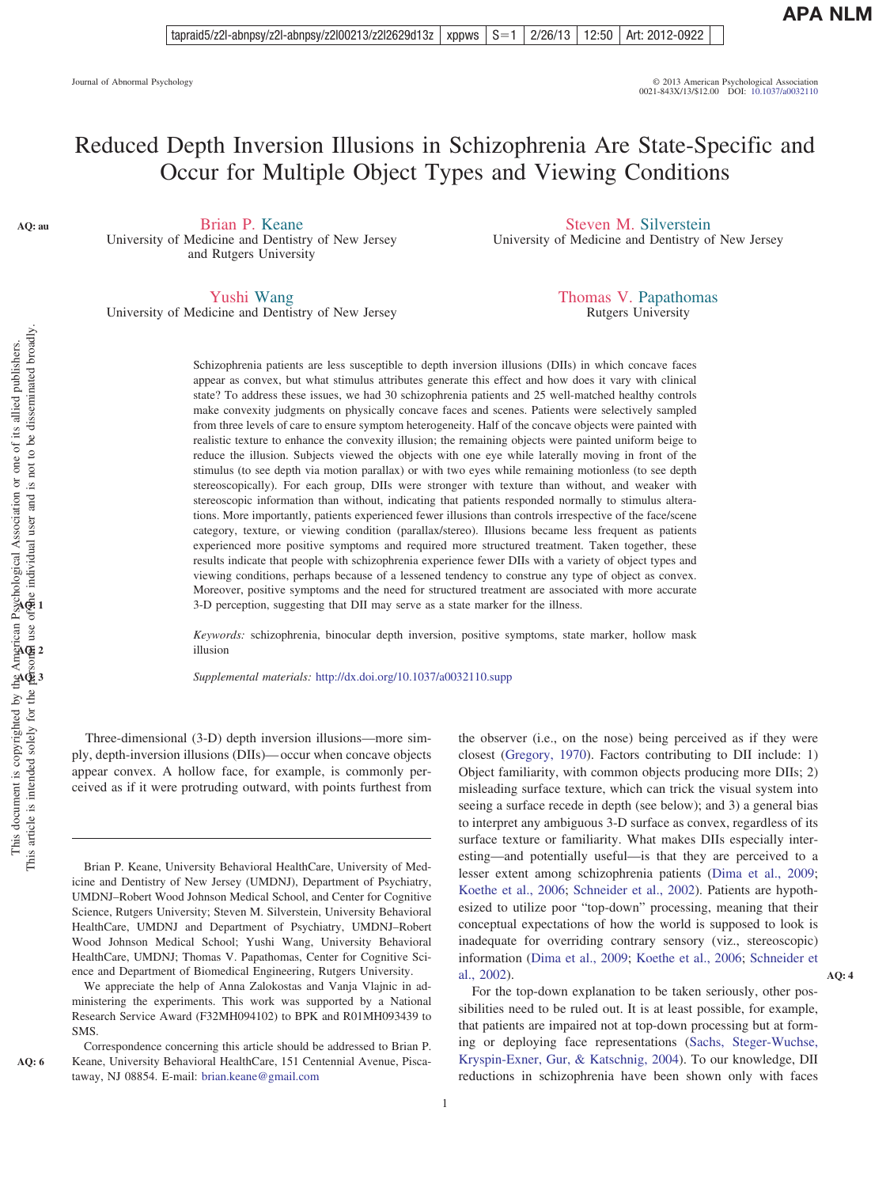# Reduced Depth Inversion Illusions in Schizophrenia Are State-Specific and Occur for Multiple Object Types and Viewing Conditions

Brian P. Keane
University of Medicine and Dentistry of New Jersey and Rutgers University

Steven M. Silverstein
University of Medicine and Dentistry of New Jersey

Yushi Wang
University of Medicine and Dentistry of New Jersey

Thomas V. Papathomas
Rutgers University

Schizophrenia patients are less susceptible to depth inversion illusions (DIIs) in which concave faces appear as convex, but what stimulus attributes generate this effect and how does it vary with clinical state? To address these issues, we had 30 schizophrenia patients and 25 well-matched healthy controls make convexity judgments on physically concave faces and scenes. Patients were selectively sampled from three levels of care to ensure symptom heterogeneity. Half of the concave objects were painted with realistic texture to enhance the convexity illusion; the remaining objects were painted uniform beige to reduce the illusion. Subjects viewed the objects with one eye while laterally moving in front of the stimulus (to see depth via motion parallax) or with two eyes while remaining motionless (to see depth stereoscopically). For each group, DIIs were stronger with texture than without, and weaker with stereoscopic information than without, indicating that patients responded normally to stimulus alterations. More importantly, patients experienced fewer illusions than controls irrespective of the face/scene category, texture, or viewing condition (parallax/stereo). Illusions became less frequent as patients experienced more positive symptoms and required more structured treatment. Taken together, these results indicate that people with schizophrenia experience fewer DIIs with a variety of object types and viewing conditions, perhaps because of a lessened tendency to construe any type of object as convex. Moreover, positive symptoms and the need for structured treatment are associated with more accurate 3-D perception, suggesting that DII may serve as a state marker for the illness.

*Keywords:* schizophrenia, binocular depth inversion, positive symptoms, state marker, hollow mask illusion

*Supplemental materials:* http://dx.doi.org/10.1037/a0032110.supp

Three-dimensional (3-D) depth inversion illusions—more simply, depth-inversion illusions (DIIs)—occur when concave objects appear convex. A hollow face, for example, is commonly perceived as if it were protruding outward, with points furthest from the observer (i.e., on the nose) being perceived as if they were closest (Gregory, 1970). Factors contributing to DII include: 1) Object familiarity, with common objects producing more DIIs; 2) misleading surface texture, which can trick the visual system into seeing a surface recede in depth (see below); and 3) a general bias to interpret any ambiguous 3-D surface as convex, regardless of its surface texture or familiarity. What makes DIIs especially interesting—and potentially useful—is that they are perceived to a lesser extent among schizophrenia patients (Dima et al., 2009; Koethe et al., 2006; Schneider et al., 2002). Patients are hypothesized to utilize poor "top-down" processing, meaning that their conceptual expectations of how the world is supposed to look is inadequate for overriding contrary sensory (viz., stereoscopic) information (Dima et al., 2009; Koethe et al., 2006; Schneider et al., 2002).

For the top-down explanation to be taken seriously, other possibilities need to be ruled out. It is at least possible, for example, that patients are impaired not at top-down processing but at forming or deploying face representations (Sachs, Steger-Wuchse, Kryspin-Exner, Gur, & Katschnig, 2004). To our knowledge, DII reductions in schizophrenia have been shown only with faces

---

Brian P. Keane, University Behavioral HealthCare, University of Medicine and Dentistry of New Jersey (UMDNJ), Department of Psychiatry, UMDNJ–Robert Wood Johnson Medical School, and Center for Cognitive Science, Rutgers University; Steven M. Silverstein, University Behavioral HealthCare, UMDNJ and Department of Psychiatry, UMDNJ–Robert Wood Johnson Medical School; Yushi Wang, University Behavioral HealthCare, UMDNJ; Thomas V. Papathomas, Center for Cognitive Science and Department of Biomedical Engineering, Rutgers University.

We appreciate the help of Anna Zalokostas and Vanja Vlajnic in administering the experiments. This work was supported by a National Research Service Award (F32MH094102) to BPK and R01MH093439 to SMS.

Correspondence concerning this article should be addressed to Brian P. Keane, University Behavioral HealthCare, 151 Centennial Avenue, Piscataway, NJ 08854. E-mail: brian.keane@gmail.com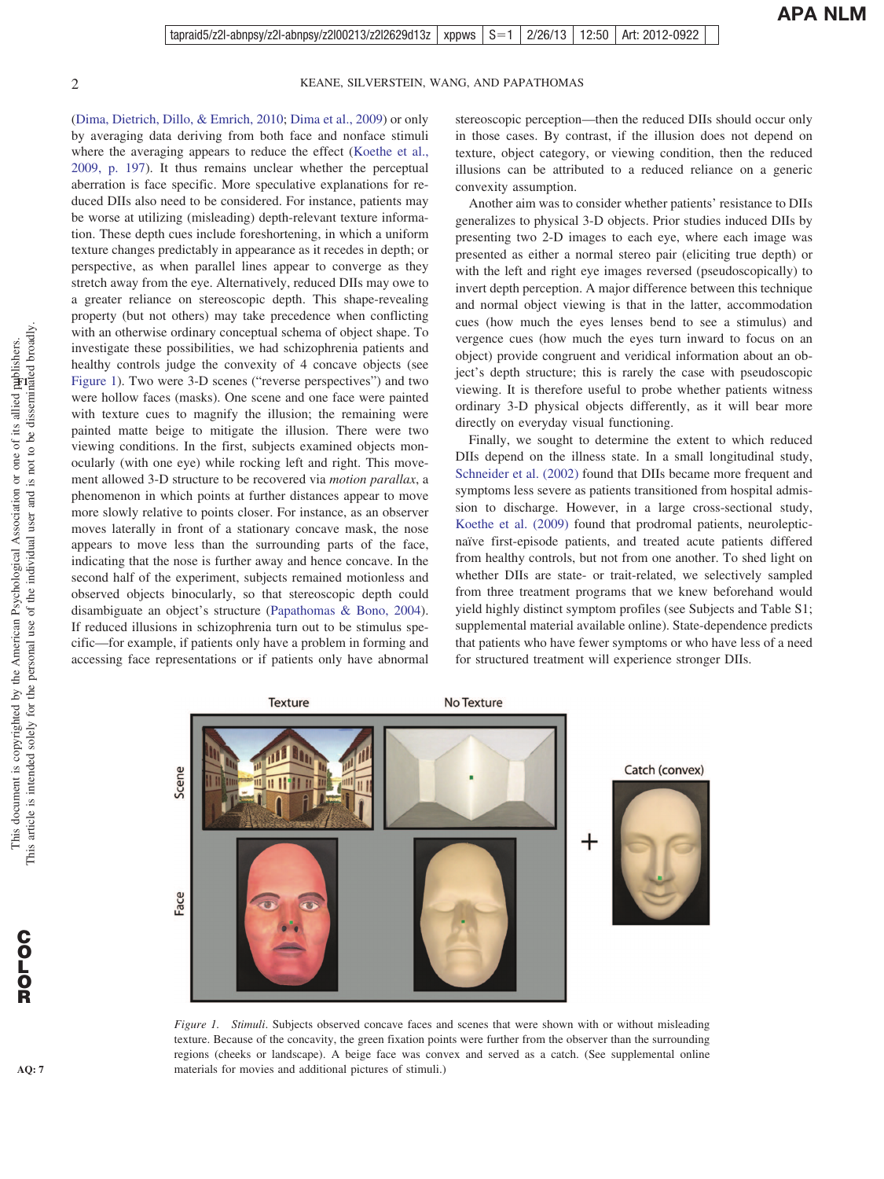(Dima, Dietrich, Dillo, & Emrich, 2010; Dima et al., 2009) or only by averaging data deriving from both face and nonface stimuli where the averaging appears to reduce the effect (Koethe et al., 2009, p. 197). It thus remains unclear whether the perceptual aberration is face specific. More speculative explanations for reduced DIIs also need to be considered. For instance, patients may be worse at utilizing (misleading) depth-relevant texture information. These depth cues include foreshortening, in which a uniform texture changes predictably in appearance as it recedes in depth; or perspective, as when parallel lines appear to converge as they stretch away from the eye. Alternatively, reduced DIIs may owe to a greater reliance on stereoscopic depth. This shape-revealing property (but not others) may take precedence when conflicting with an otherwise ordinary conceptual schema of object shape. To investigate these possibilities, we had schizophrenia patients and healthy controls judge the convexity of 4 concave objects (see Figure 1). Two were 3-D scenes ("reverse perspectives") and two were hollow faces (masks). One scene and one face were painted with texture cues to magnify the illusion; the remaining were painted matte beige to mitigate the illusion. There were two viewing conditions. In the first, subjects examined objects monocularly (with one eye) while rocking left and right. This movement allowed 3-D structure to be recovered via *motion parallax*, a phenomenon in which points at further distances appear to move more slowly relative to points closer. For instance, as an observer moves laterally in front of a stationary concave mask, the nose appears to move less than the surrounding parts of the face, indicating that the nose is further away and hence concave. In the second half of the experiment, subjects remained motionless and observed objects binocularly, so that stereoscopic depth could disambiguate an object's structure (Papathomas & Bono, 2004). If reduced illusions in schizophrenia turn out to be stimulus specific—for example, if patients only have a problem in forming and accessing face representations or if patients only have abnormal stereoscopic perception—then the reduced DIIs should occur only in those cases. By contrast, if the illusion does not depend on texture, object category, or viewing condition, then the reduced illusions can be attributed to a reduced reliance on a generic convexity assumption.

Another aim was to consider whether patients' resistance to DIIs generalizes to physical 3-D objects. Prior studies induced DIIs by presenting two 2-D images to each eye, where each image was presented as either a normal stereo pair (eliciting true depth) or with the left and right eye images reversed (pseudoscopically) to invert depth perception. A major difference between this technique and normal object viewing is that in the latter, accommodation cues (how much the eyes lenses bend to see a stimulus) and vergence cues (how much the eyes turn inward to focus on an object) provide congruent and veridical information about an object's depth structure; this is rarely the case with pseudoscopic viewing. It is therefore useful to probe whether patients witness ordinary 3-D physical objects differently, as it will bear more directly on everyday visual functioning.

Finally, we sought to determine the extent to which reduced DIIs depend on the illness state. In a small longitudinal study, Schneider et al. (2002) found that DIIs became more frequent and symptoms less severe as patients transitioned from hospital admission to discharge. However, in a large cross-sectional study, Koethe et al. (2009) found that prodromal patients, neuroleptic-naïve first-episode patients, and treated acute patients differed from healthy controls, but not from one another. To shed light on whether DIIs are state- or trait-related, we selectively sampled from three treatment programs that we knew beforehand would yield highly distinct symptom profiles (see Subjects and Table S1; supplemental material available online). State-dependence predicts that patients who have fewer symptoms or who have less of a need for structured treatment will experience stronger DIIs.

*Figure 1.* *Stimuli*. Subjects observed concave faces and scenes that were shown with or without misleading texture. Because of the concavity, the green fixation points were further from the observer than the surrounding regions (cheeks or landscape). A beige face was convex and served as a catch. (See supplemental online materials for movies and additional pictures of stimuli.)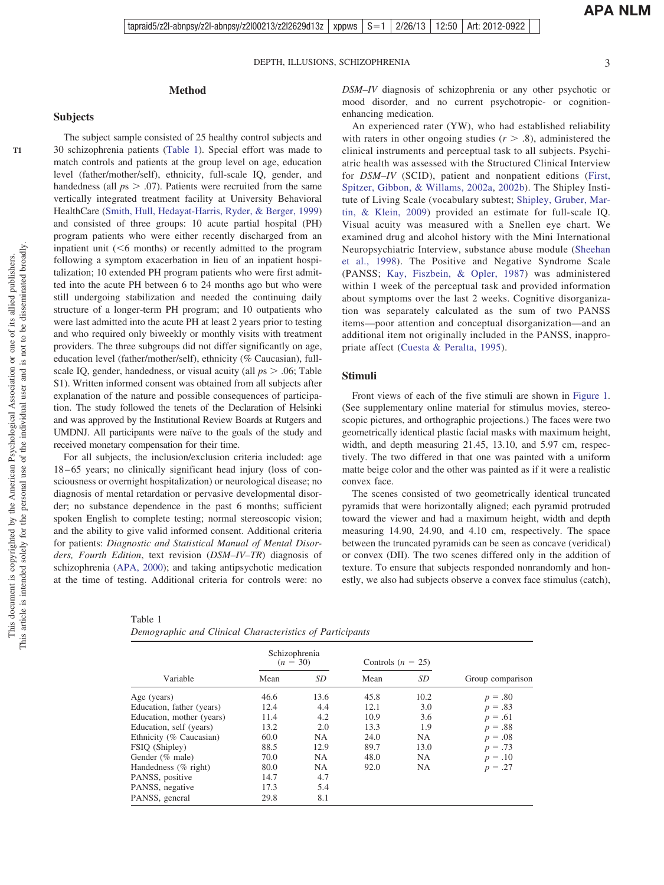## Method

### Subjects

The subject sample consisted of 25 healthy control subjects and 30 schizophrenia patients (Table 1). Special effort was made to match controls and patients at the group level on age, education level (father/mother/self), ethnicity, full-scale IQ, gender, and handedness (all $ps > .07$). Patients were recruited from the same vertically integrated treatment facility at University Behavioral HealthCare (Smith, Hull, Hedayat-Harris, Ryder, & Berger, 1999) and consisted of three groups: 10 acute partial hospital (PH) program patients who were either recently discharged from an inpatient unit (<6 months) or recently admitted to the program following a symptom exacerbation in lieu of an inpatient hospitalization; 10 extended PH program patients who were first admitted into the acute PH between 6 to 24 months ago but who were still undergoing stabilization and needed the continuing daily structure of a longer-term PH program; and 10 outpatients who were last admitted into the acute PH at least 2 years prior to testing and who required only biweekly or monthly visits with treatment providers. The three subgroups did not differ significantly on age, education level (father/mother/self), ethnicity (% Caucasian), full-scale IQ, gender, handedness, or visual acuity (all $ps > .06$; Table S1). Written informed consent was obtained from all subjects after explanation of the nature and possible consequences of participation. The study followed the tenets of the Declaration of Helsinki and was approved by the Institutional Review Boards at Rutgers and UMDNJ. All participants were naïve to the goals of the study and received monetary compensation for their time.

For all subjects, the inclusion/exclusion criteria included: age 18–65 years; no clinically significant head injury (loss of consciousness or overnight hospitalization) or neurological disease; no diagnosis of mental retardation or pervasive developmental disorder; no substance dependence in the past 6 months; sufficient spoken English to complete testing; normal stereoscopic vision; and the ability to give valid informed consent. Additional criteria for patients: *Diagnostic and Statistical Manual of Mental Disorders, Fourth Edition*, text revision (*DSM–IV–TR*) diagnosis of schizophrenia (APA, 2000); and taking antipsychotic medication at the time of testing. Additional criteria for controls were: no *DSM–IV* diagnosis of schizophrenia or any other psychotic or mood disorder, and no current psychotropic- or cognition-enhancing medication.

An experienced rater (YW), who had established reliability with raters in other ongoing studies ($r > .8$), administered the clinical instruments and perceptual task to all subjects. Psychiatric health was assessed with the Structured Clinical Interview for *DSM–IV* (SCID), patient and nonpatient editions (First, Spitzer, Gibbon, & Willams, 2002a, 2002b). The Shipley Institute of Living Scale (vocabulary subtest; Shipley, Gruber, Martin, & Klein, 2009) provided an estimate for full-scale IQ. Visual acuity was measured with a Snellen eye chart. We examined drug and alcohol history with the Mini International Neuropsychiatric Interview, substance abuse module (Sheehan et al., 1998). The Positive and Negative Syndrome Scale (PANSS; Kay, Fiszbein, & Opler, 1987) was administered within 1 week of the perceptual task and provided information about symptoms over the last 2 weeks. Cognitive disorganization was separately calculated as the sum of two PANSS items—poor attention and conceptual disorganization—and an additional item not originally included in the PANSS, inappropriate affect (Cuesta & Peralta, 1995).

### Stimuli

Front views of each of the five stimuli are shown in Figure 1. (See supplementary online material for stimulus movies, stereoscopic pictures, and orthographic projections.) The faces were two geometrically identical plastic facial masks with maximum height, width, and depth measuring 21.45, 13.10, and 5.97 cm, respectively. The two differed in that one was painted with a uniform matte beige color and the other was painted as if it were a realistic convex face.

The scenes consisted of two geometrically identical truncated pyramids that were horizontally aligned; each pyramid protruded toward the viewer and had a maximum height, width and depth measuring 14.90, 24.90, and 4.10 cm, respectively. The space between the truncated pyramids can be seen as concave (veridical) or convex (DII). The two scenes differed only in the addition of texture. To ensure that subjects responded nonrandomly and honestly, we also had subjects observe a convex face stimulus (catch),

Table 1
*Demographic and Clinical Characteristics of Participants*

| Variable | Schizophrenia ($n$ = 30) | | Controls ($n$ = 25) | | Group comparison |
|---|---|---|---|---|---|
| | Mean | *SD* | Mean | *SD* | |
| Age (years) | 46.6 | 13.6 | 45.8 | 10.2 | $p = .80$ |
| Education, father (years) | 12.4 | 4.4 | 12.1 | 3.0 | $p = .83$ |
| Education, mother (years) | 11.4 | 4.2 | 10.9 | 3.6 | $p = .61$ |
| Education, self (years) | 13.2 | 2.0 | 13.3 | 1.9 | $p = .88$ |
| Ethnicity (% Caucasian) | 60.0 | NA | 24.0 | NA | $p = .08$ |
| FSIQ (Shipley) | 88.5 | 12.9 | 89.7 | 13.0 | $p = .73$ |
| Gender (% male) | 70.0 | NA | 48.0 | NA | $p = .10$ |
| Handedness (% right) | 80.0 | NA | 92.0 | NA | $p = .27$ |
| PANSS, positive | 14.7 | 4.7 | | | |
| PANSS, negative | 17.3 | 5.4 | | | |
| PANSS, general | 29.8 | 8.1 | | | |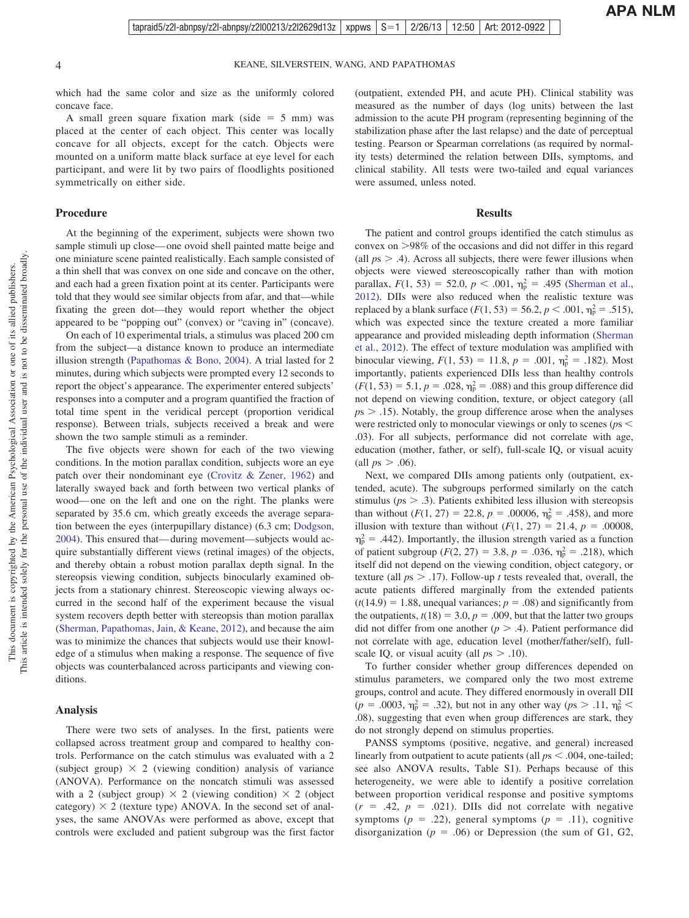which had the same color and size as the uniformly colored concave face.

A small green square fixation mark (side = 5 mm) was placed at the center of each object. This center was locally concave for all objects, except for the catch. Objects were mounted on a uniform matte black surface at eye level for each participant, and were lit by two pairs of floodlights positioned symmetrically on either side.

## Procedure

At the beginning of the experiment, subjects were shown two sample stimuli up close—one ovoid shell painted matte beige and one miniature scene painted realistically. Each sample consisted of a thin shell that was convex on one side and concave on the other, and each had a green fixation point at its center. Participants were told that they would see similar objects from afar, and that—while fixating the green dot—they would report whether the object appeared to be "popping out" (convex) or "caving in" (concave).

On each of 10 experimental trials, a stimulus was placed 200 cm from the subject—a distance known to produce an intermediate illusion strength (Papathomas & Bono, 2004). A trial lasted for 2 minutes, during which subjects were prompted every 12 seconds to report the object's appearance. The experimenter entered subjects' responses into a computer and a program quantified the fraction of total time spent in the veridical percept (proportion veridical response). Between trials, subjects received a break and were shown the two sample stimuli as a reminder.

The five objects were shown for each of the two viewing conditions. In the motion parallax condition, subjects wore an eye patch over their nondominant eye (Crovitz & Zener, 1962) and laterally swayed back and forth between two vertical planks of wood—one on the left and one on the right. The planks were separated by 35.6 cm, which greatly exceeds the average separation between the eyes (interpupillary distance) (6.3 cm; Dodgson, 2004). This ensured that—during movement—subjects would acquire substantially different views (retinal images) of the objects, and thereby obtain a robust motion parallax depth signal. In the stereopsis viewing condition, subjects binocularly examined objects from a stationary chinrest. Stereoscopic viewing always occurred in the second half of the experiment because the visual system recovers depth better with stereopsis than motion parallax (Sherman, Papathomas, Jain, & Keane, 2012), and because the aim was to minimize the chances that subjects would use their knowledge of a stimulus when making a response. The sequence of five objects was counterbalanced across participants and viewing conditions.

## Analysis

There were two sets of analyses. In the first, patients were collapsed across treatment group and compared to healthy controls. Performance on the catch stimulus was evaluated with a 2 (subject group) × 2 (viewing condition) analysis of variance (ANOVA). Performance on the noncatch stimuli was assessed with a 2 (subject group) × 2 (viewing condition) × 2 (object category) × 2 (texture type) ANOVA. In the second set of analyses, the same ANOVAs were performed as above, except that controls were excluded and patient subgroup was the first factor (outpatient, extended PH, and acute PH). Clinical stability was measured as the number of days (log units) between the last admission to the acute PH program (representing beginning of the stabilization phase after the last relapse) and the date of perceptual testing. Pearson or Spearman correlations (as required by normality tests) determined the relation between DIIs, symptoms, and clinical stability. All tests were two-tailed and equal variances were assumed, unless noted.

## Results

The patient and control groups identified the catch stimulus as convex on >98% of the occasions and did not differ in this regard (all $ps > .4$). Across all subjects, there were fewer illusions when objects were viewed stereoscopically rather than with motion parallax, $F(1, 53) = 52.0$, $p < .001$, $\eta_p^2 = .495$ (Sherman et al., 2012). DIIs were also reduced when the realistic texture was replaced by a blank surface ($F(1, 53) = 56.2$, $p < .001$, $\eta_p^2 = .515$), which was expected since the texture created a more familiar appearance and provided misleading depth information (Sherman et al., 2012). The effect of texture modulation was amplified with binocular viewing, $F(1, 53) = 11.8$, $p = .001$, $\eta_p^2 = .182$). Most importantly, patients experienced DIIs less than healthy controls ($F(1, 53) = 5.1$, $p = .028$, $\eta_p^2 = .088$) and this group difference did not depend on viewing condition, texture, or object category (all $ps > .15$). Notably, the group difference arose when the analyses were restricted only to monocular viewings or only to scenes ($ps < .03$). For all subjects, performance did not correlate with age, education (mother, father, or self), full-scale IQ, or visual acuity (all $ps > .06$).

Next, we compared DIIs among patients only (outpatient, extended, acute). The subgroups performed similarly on the catch stimulus ($ps > .3$). Patients exhibited less illusion with stereopsis than without ($F(1, 27) = 22.8$, $p = .00006$, $\eta_p^2 = .458$), and more illusion with texture than without ($F(1, 27) = 21.4$, $p = .00008$, $\eta_p^2 = .442$). Importantly, the illusion strength varied as a function of patient subgroup ($F(2, 27) = 3.8$, $p = .036$, $\eta_p^2 = .218$), which itself did not depend on the viewing condition, object category, or texture (all $ps > .17$). Follow-up $t$ tests revealed that, overall, the acute patients differed marginally from the extended patients ($t(14.9) = 1.88$, unequal variances; $p = .08$) and significantly from the outpatients, $t(18) = 3.0$, $p = .009$, but that the latter two groups did not differ from one another ($p > .4$). Patient performance did not correlate with age, education level (mother/father/self), full-scale IQ, or visual acuity (all $ps > .10$).

To further consider whether group differences depended on stimulus parameters, we compared only the two most extreme groups, control and acute. They differed enormously in overall DII ($p = .0003$, $\eta_p^2 = .32$), but not in any other way ($ps > .11$, $\eta_p^2 < .08$), suggesting that even when group differences are stark, they do not strongly depend on stimulus properties.

PANSS symptoms (positive, negative, and general) increased linearly from outpatient to acute patients (all $ps < .004$, one-tailed; see also ANOVA results, Table S1). Perhaps because of this heterogeneity, we were able to identify a positive correlation between proportion veridical response and positive symptoms ($r = .42$, $p = .021$). DIIs did not correlate with negative symptoms ($p = .22$), general symptoms ($p = .11$), cognitive disorganization ($p = .06$) or Depression (the sum of G1, G2,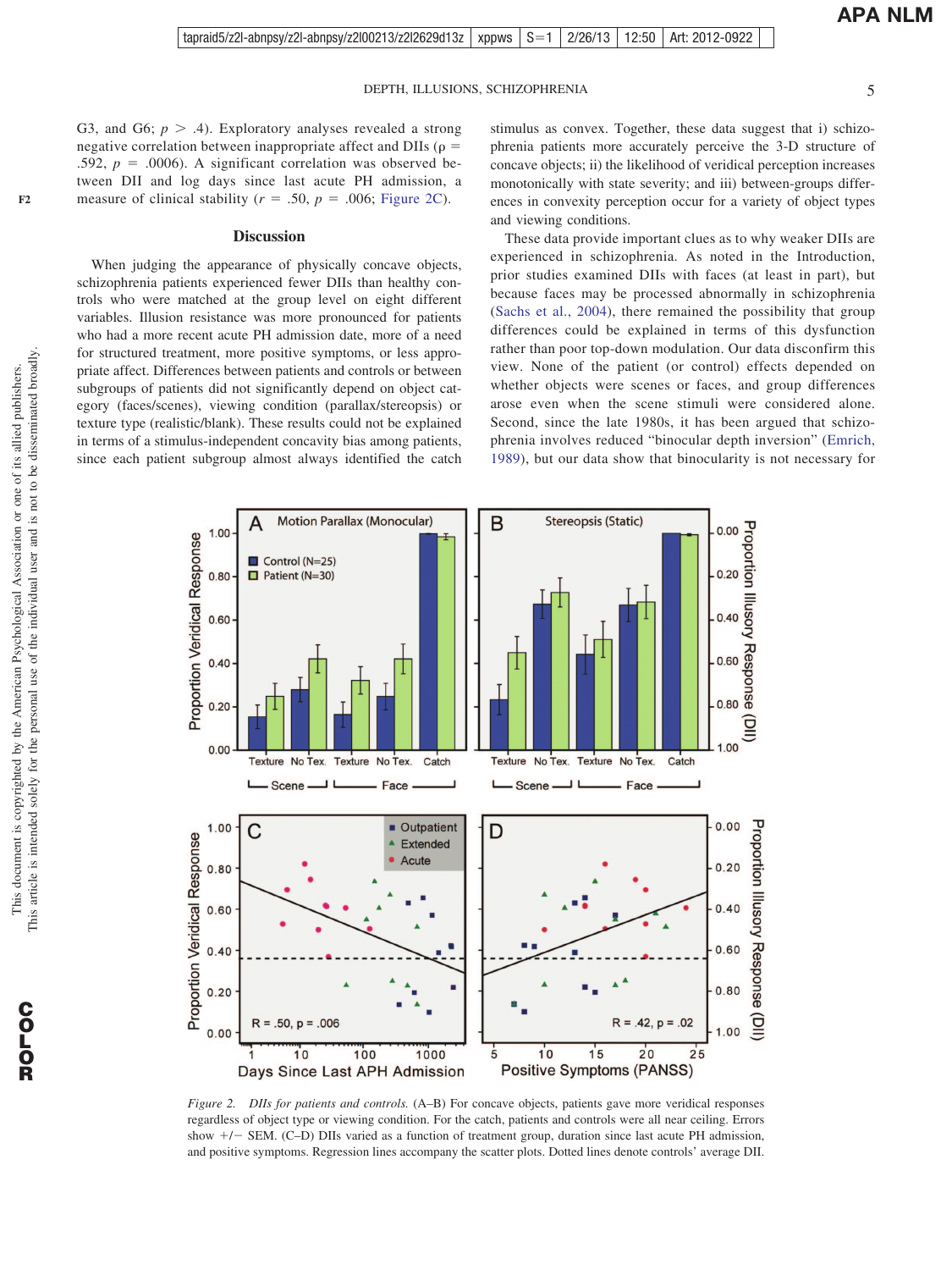G3, and G6; $p > .4$). Exploratory analyses revealed a strong negative correlation between inappropriate affect and DIIs ($\rho = .592$, $p = .0006$). A significant correlation was observed between DII and log days since last acute PH admission, a measure of clinical stability ($r = .50$, $p = .006$; Figure 2C).

## Discussion

When judging the appearance of physically concave objects, schizophrenia patients experienced fewer DIIs than healthy controls who were matched at the group level on eight different variables. Illusion resistance was more pronounced for patients who had a more recent acute PH admission date, more of a need for structured treatment, more positive symptoms, or less appropriate affect. Differences between patients and controls or between subgroups of patients did not significantly depend on object category (faces/scenes), viewing condition (parallax/stereopsis) or texture type (realistic/blank). These results could not be explained in terms of a stimulus-independent concavity bias among patients, since each patient subgroup almost always identified the catch stimulus as convex. Together, these data suggest that i) schizophrenia patients more accurately perceive the 3-D structure of concave objects; ii) the likelihood of veridical perception increases monotonically with state severity; and iii) between-groups differences in convexity perception occur for a variety of object types and viewing conditions.

These data provide important clues as to why weaker DIIs are experienced in schizophrenia. As noted in the Introduction, prior studies examined DIIs with faces (at least in part), but because faces may be processed abnormally in schizophrenia (Sachs et al., 2004), there remained the possibility that group differences could be explained in terms of this dysfunction rather than poor top-down modulation. Our data disconfirm this view. None of the patient (or control) effects depended on whether objects were scenes or faces, and group differences arose even when the scene stimuli were considered alone. Second, since the late 1980s, it has been argued that schizophrenia involves reduced "binocular depth inversion" (Emrich, 1989), but our data show that binocularity is not necessary for

*Figure 2.* *DIIs for patients and controls.* (A–B) For concave objects, patients gave more veridical responses regardless of object type or viewing condition. For the catch, patients and controls were all near ceiling. Errors show +/− SEM. (C–D) DIIs varied as a function of treatment group, duration since last acute PH admission, and positive symptoms. Regression lines accompany the scatter plots. Dotted lines denote controls' average DII.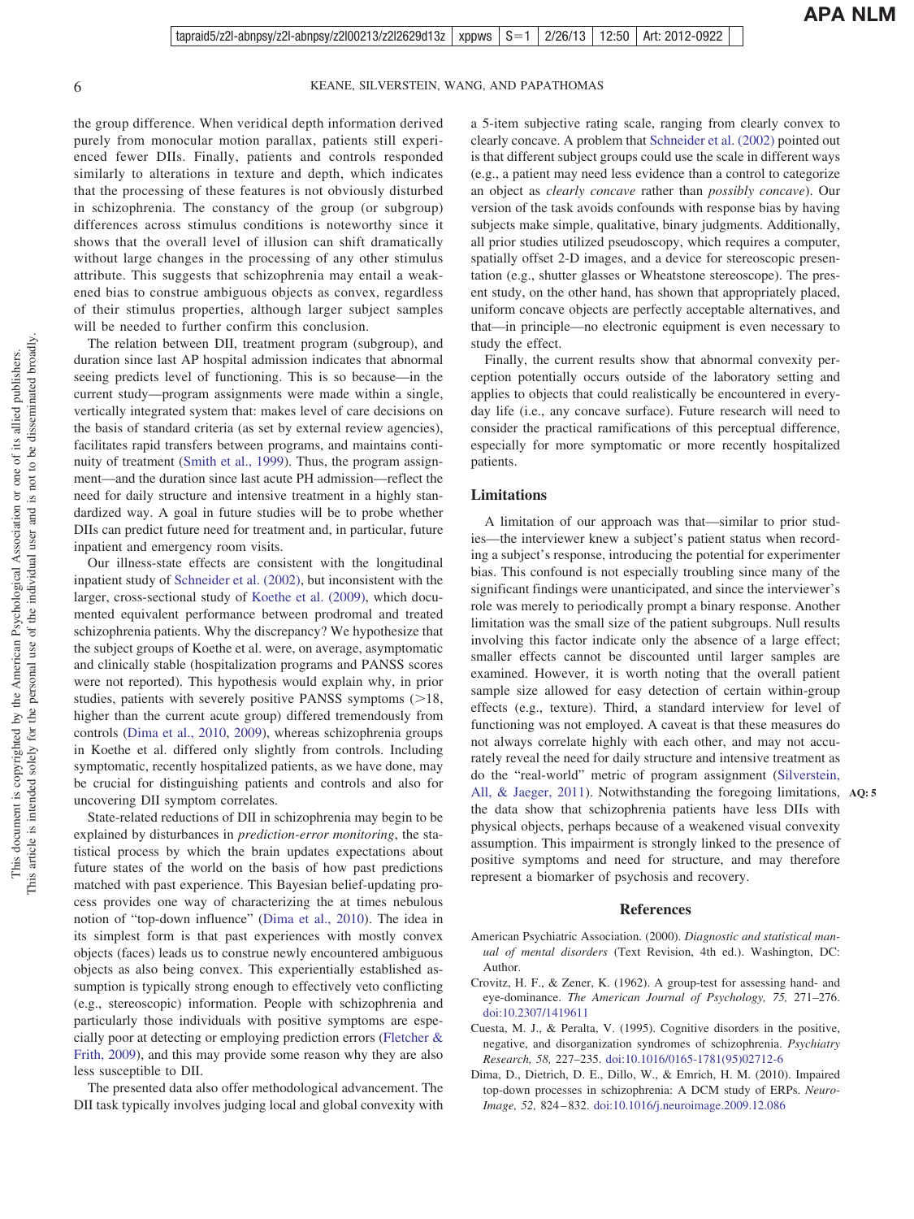the group difference. When veridical depth information derived purely from monocular motion parallax, patients still experienced fewer DIIs. Finally, patients and controls responded similarly to alterations in texture and depth, which indicates that the processing of these features is not obviously disturbed in schizophrenia. The constancy of the group (or subgroup) differences across stimulus conditions is noteworthy since it shows that the overall level of illusion can shift dramatically without large changes in the processing of any other stimulus attribute. This suggests that schizophrenia may entail a weakened bias to construe ambiguous objects as convex, regardless of their stimulus properties, although larger subject samples will be needed to further confirm this conclusion.

The relation between DII, treatment program (subgroup), and duration since last AP hospital admission indicates that abnormal seeing predicts level of functioning. This is so because—in the current study—program assignments were made within a single, vertically integrated system that: makes level of care decisions on the basis of standard criteria (as set by external review agencies), facilitates rapid transfers between programs, and maintains continuity of treatment (Smith et al., 1999). Thus, the program assignment—and the duration since last acute PH admission—reflect the need for daily structure and intensive treatment in a highly standardized way. A goal in future studies will be to probe whether DIIs can predict future need for treatment and, in particular, future inpatient and emergency room visits.

Our illness-state effects are consistent with the longitudinal inpatient study of Schneider et al. (2002), but inconsistent with the larger, cross-sectional study of Koethe et al. (2009), which documented equivalent performance between prodromal and treated schizophrenia patients. Why the discrepancy? We hypothesize that the subject groups of Koethe et al. were, on average, asymptomatic and clinically stable (hospitalization programs and PANSS scores were not reported). This hypothesis would explain why, in prior studies, patients with severely positive PANSS symptoms (>18, higher than the current acute group) differed tremendously from controls (Dima et al., 2010, 2009), whereas schizophrenia groups in Koethe et al. differed only slightly from controls. Including symptomatic, recently hospitalized patients, as we have done, may be crucial for distinguishing patients and controls and also for uncovering DII symptom correlates.

State-related reductions of DII in schizophrenia may begin to be explained by disturbances in *prediction-error monitoring*, the statistical process by which the brain updates expectations about future states of the world on the basis of how past predictions matched with past experience. This Bayesian belief-updating process provides one way of characterizing the at times nebulous notion of "top-down influence" (Dima et al., 2010). The idea in its simplest form is that past experiences with mostly convex objects (faces) leads us to construe newly encountered ambiguous objects as also being convex. This experientially established assumption is typically strong enough to effectively veto conflicting (e.g., stereoscopic) information. People with schizophrenia and particularly those individuals with positive symptoms are especially poor at detecting or employing prediction errors (Fletcher & Frith, 2009), and this may provide some reason why they are also less susceptible to DII.

The presented data also offer methodological advancement. The DII task typically involves judging local and global convexity with a 5-item subjective rating scale, ranging from clearly convex to clearly concave. A problem that Schneider et al. (2002) pointed out is that different subject groups could use the scale in different ways (e.g., a patient may need less evidence than a control to categorize an object as *clearly concave* rather than *possibly concave*). Our version of the task avoids confounds with response bias by having subjects make simple, qualitative, binary judgments. Additionally, all prior studies utilized pseudoscopy, which requires a computer, spatially offset 2-D images, and a device for stereoscopic presentation (e.g., shutter glasses or Wheatstone stereoscope). The present study, on the other hand, has shown that appropriately placed, uniform concave objects are perfectly acceptable alternatives, and that—in principle—no electronic equipment is even necessary to study the effect.

Finally, the current results show that abnormal convexity perception potentially occurs outside of the laboratory setting and applies to objects that could realistically be encountered in everyday life (i.e., any concave surface). Future research will need to consider the practical ramifications of this perceptual difference, especially for more symptomatic or more recently hospitalized patients.

## Limitations

A limitation of our approach was that—similar to prior studies—the interviewer knew a subject's patient status when recording a subject's response, introducing the potential for experimenter bias. This confound is not especially troubling since many of the significant findings were unanticipated, and since the interviewer's role was merely to periodically prompt a binary response. Another limitation was the small size of the patient subgroups. Null results involving this factor indicate only the absence of a large effect; smaller effects cannot be discounted until larger samples are examined. However, it is worth noting that the overall patient sample size allowed for easy detection of certain within-group effects (e.g., texture). Third, a standard interview for level of functioning was not employed. A caveat is that these measures do not always correlate highly with each other, and may not accurately reveal the need for daily structure and intensive treatment as do the "real-world" metric of program assignment (Silverstein, All, & Jaeger, 2011). Notwithstanding the foregoing limitations, the data show that schizophrenia patients have less DIIs with physical objects, perhaps because of a weakened visual convexity assumption. This impairment is strongly linked to the presence of positive symptoms and need for structure, and may therefore represent a biomarker of psychosis and recovery.

## References

American Psychiatric Association. (2000). *Diagnostic and statistical manual of mental disorders* (Text Revision, 4th ed.). Washington, DC: Author.

Crovitz, H. F., & Zener, K. (1962). A group-test for assessing hand- and eye-dominance. *The American Journal of Psychology, 75,* 271–276. doi:10.2307/1419611

Cuesta, M. J., & Peralta, V. (1995). Cognitive disorders in the positive, negative, and disorganization syndromes of schizophrenia. *Psychiatry Research, 58,* 227–235. doi:10.1016/0165-1781(95)02712-6

Dima, D., Dietrich, D. E., Dillo, W., & Emrich, H. M. (2010). Impaired top-down processes in schizophrenia: A DCM study of ERPs. *NeuroImage, 52,* 824–832. doi:10.1016/j.neuroimage.2009.12.086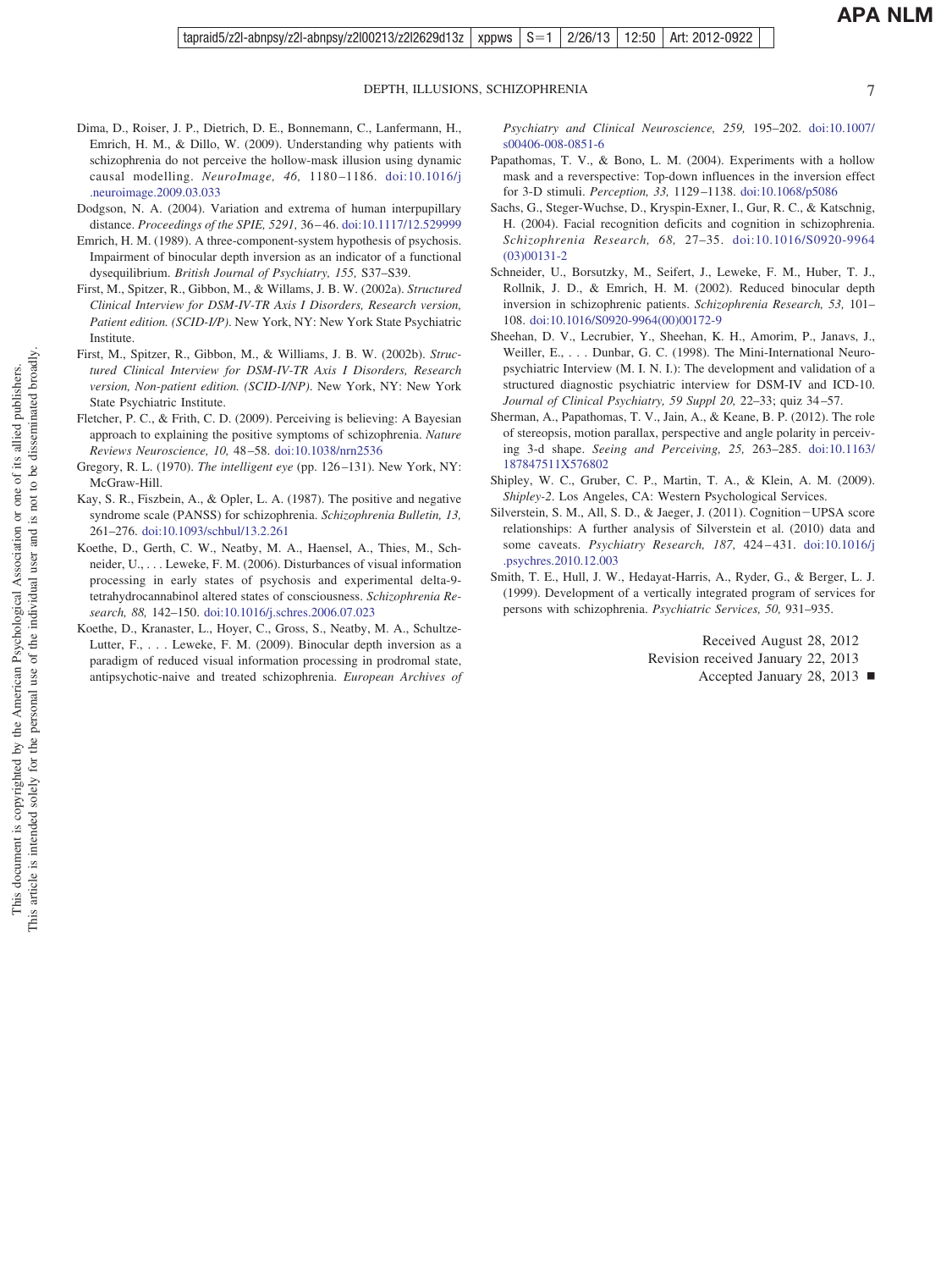Dima, D., Roiser, J. P., Dietrich, D. E., Bonnemann, C., Lanfermann, H., Emrich, H. M., & Dillo, W. (2009). Understanding why patients with schizophrenia do not perceive the hollow-mask illusion using dynamic causal modelling. *NeuroImage, 46,* 1180–1186. doi:10.1016/j.neuroimage.2009.03.033

Dodgson, N. A. (2004). Variation and extrema of human interpupillary distance. *Proceedings of the SPIE, 5291,* 36–46. doi:10.1117/12.529999

Emrich, H. M. (1989). A three-component-system hypothesis of psychosis. Impairment of binocular depth inversion as an indicator of a functional dysequilibrium. *British Journal of Psychiatry, 155,* S37–S39.

First, M., Spitzer, R., Gibbon, M., & Willams, J. B. W. (2002a). *Structured Clinical Interview for DSM-IV-TR Axis I Disorders, Research version, Patient edition. (SCID-I/P)*. New York, NY: New York State Psychiatric Institute.

First, M., Spitzer, R., Gibbon, M., & Williams, J. B. W. (2002b). *Structured Clinical Interview for DSM-IV-TR Axis I Disorders, Research version, Non-patient edition. (SCID-I/NP)*. New York, NY: New York State Psychiatric Institute.

Fletcher, P. C., & Frith, C. D. (2009). Perceiving is believing: A Bayesian approach to explaining the positive symptoms of schizophrenia. *Nature Reviews Neuroscience, 10,* 48–58. doi:10.1038/nrn2536

Gregory, R. L. (1970). *The intelligent eye* (pp. 126–131). New York, NY: McGraw-Hill.

Kay, S. R., Fiszbein, A., & Opler, L. A. (1987). The positive and negative syndrome scale (PANSS) for schizophrenia. *Schizophrenia Bulletin, 13,* 261–276. doi:10.1093/schbul/13.2.261

Koethe, D., Gerth, C. W., Neatby, M. A., Haensel, A., Thies, M., Schneider, U., . . . Leweke, F. M. (2006). Disturbances of visual information processing in early states of psychosis and experimental delta-9-tetrahydrocannabinol altered states of consciousness. *Schizophrenia Research, 88,* 142–150. doi:10.1016/j.schres.2006.07.023

Koethe, D., Kranaster, L., Hoyer, C., Gross, S., Neatby, M. A., Schultze-Lutter, F., . . . Leweke, F. M. (2009). Binocular depth inversion as a paradigm of reduced visual information processing in prodromal state, antipsychotic-naive and treated schizophrenia. *European Archives of Psychiatry and Clinical Neuroscience, 259,* 195–202. doi:10.1007/s00406-008-0851-6

Papathomas, T. V., & Bono, L. M. (2004). Experiments with a hollow mask and a reverspective: Top-down influences in the inversion effect for 3-D stimuli. *Perception, 33,* 1129–1138. doi:10.1068/p5086

Sachs, G., Steger-Wuchse, D., Kryspin-Exner, I., Gur, R. C., & Katschnig, H. (2004). Facial recognition deficits and cognition in schizophrenia. *Schizophrenia Research, 68,* 27–35. doi:10.1016/S0920-9964(03)00131-2

Schneider, U., Borsutzky, M., Seifert, J., Leweke, F. M., Huber, T. J., Rollnik, J. D., & Emrich, H. M. (2002). Reduced binocular depth inversion in schizophrenic patients. *Schizophrenia Research, 53,* 101–108. doi:10.1016/S0920-9964(00)00172-9

Sheehan, D. V., Lecrubier, Y., Sheehan, K. H., Amorim, P., Janavs, J., Weiller, E., . . . Dunbar, G. C. (1998). The Mini-International Neuropsychiatric Interview (M. I. N. I.): The development and validation of a structured diagnostic psychiatric interview for DSM-IV and ICD-10. *Journal of Clinical Psychiatry, 59 Suppl 20,* 22–33; quiz 34–57.

Sherman, A., Papathomas, T. V., Jain, A., & Keane, B. P. (2012). The role of stereopsis, motion parallax, perspective and angle polarity in perceiving 3-d shape. *Seeing and Perceiving, 25,* 263–285. doi:10.1163/187847511X576802

Shipley, W. C., Gruber, C. P., Martin, T. A., & Klein, A. M. (2009). *Shipley-2*. Los Angeles, CA: Western Psychological Services.

Silverstein, S. M., All, S. D., & Jaeger, J. (2011). Cognition−UPSA score relationships: A further analysis of Silverstein et al. (2010) data and some caveats. *Psychiatry Research, 187,* 424–431. doi:10.1016/j.psychres.2010.12.003

Smith, T. E., Hull, J. W., Hedayat-Harris, A., Ryder, G., & Berger, L. J. (1999). Development of a vertically integrated program of services for persons with schizophrenia. *Psychiatric Services, 50,* 931–935.

Received August 28, 2012
Revision received January 22, 2013
Accepted January 28, 2013 ■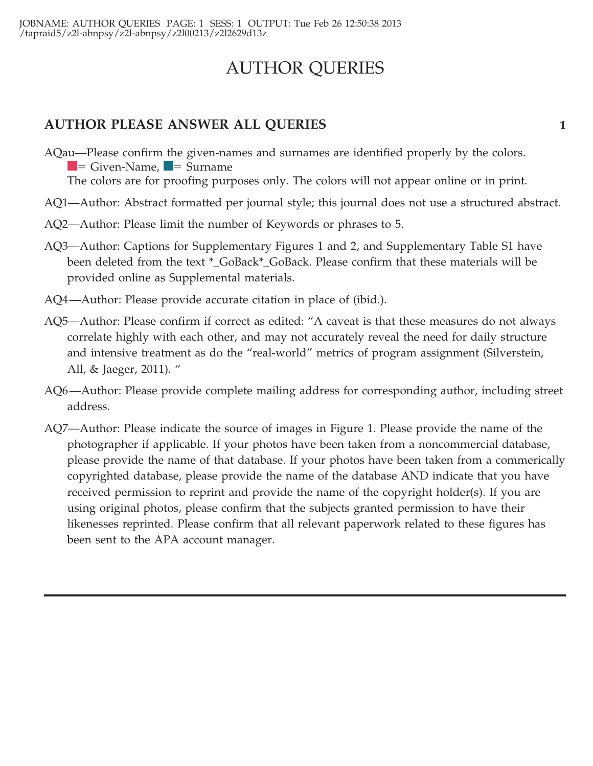# AUTHOR QUERIES

## AUTHOR PLEASE ANSWER ALL QUERIES

AQau—Please confirm the given-names and surnames are identified properly by the colors.
■= Given-Name, ■= Surname
The colors are for proofing purposes only. The colors will not appear online or in print.

AQ1—Author: Abstract formatted per journal style; this journal does not use a structured abstract.

AQ2—Author: Please limit the number of Keywords or phrases to 5.

AQ3—Author: Captions for Supplementary Figures 1 and 2, and Supplementary Table S1 have been deleted from the text *_GoBack*_GoBack. Please confirm that these materials will be provided online as Supplemental materials.

AQ4—Author: Please provide accurate citation in place of (ibid.).

AQ5—Author: Please confirm if correct as edited: "A caveat is that these measures do not always correlate highly with each other, and may not accurately reveal the need for daily structure and intensive treatment as do the "real-world" metrics of program assignment (Silverstein, All, & Jaeger, 2011). "

AQ6—Author: Please provide complete mailing address for corresponding author, including street address.

AQ7—Author: Please indicate the source of images in Figure 1. Please provide the name of the photographer if applicable. If your photos have been taken from a noncommercial database, please provide the name of that database. If your photos have been taken from a commerically copyrighted database, please provide the name of the database AND indicate that you have received permission to reprint and provide the name of the copyright holder(s). If you are using original photos, please confirm that the subjects granted permission to have their likenesses reprinted. Please confirm that all relevant paperwork related to these figures has been sent to the APA account manager.